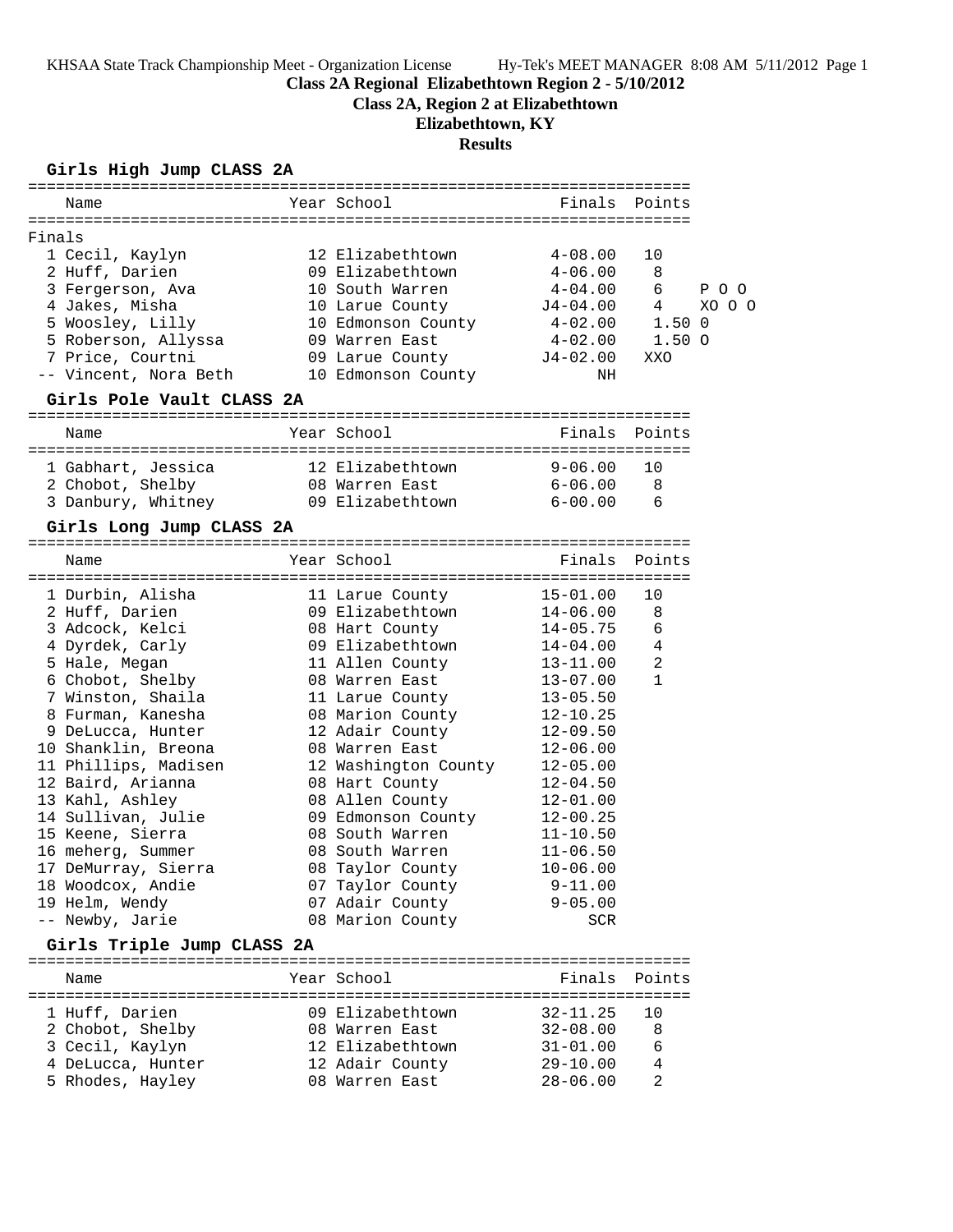KHSAA State Track Championship Meet - Organization License Hy-Tek's MEET MANAGER 8:08 AM 5/11/2012 Page 1

**Class 2A Regional Elizabethtown Region 2 - 5/10/2012**

**Class 2A, Region 2 at Elizabethtown**

**Elizabethtown, KY**

**Results**

## Girls High Jump CLASS 2A

Finals

| Name | Year | School | Finals | Points | |
|---|---|---|---|---|---|
| 1 Cecil, Kaylyn | 12 | Elizabethtown | 4-08.00 | 10 | |
| 2 Huff, Darien | 09 | Elizabethtown | 4-06.00 | 8 | |
| 3 Fergerson, Ava | 10 | South Warren | 4-04.00 | 6 | P O O |
| 4 Jakes, Misha | 10 | Larue County | J4-04.00 | 4 | XO O O |
| 5 Woosley, Lilly | 10 | Edmonson County | 4-02.00 | 1.50 | 0 |
| 5 Roberson, Allyssa | 09 | Warren East | 4-02.00 | 1.50 | O |
| 7 Price, Courtni | 09 | Larue County | J4-02.00 | XXO | |
| -- Vincent, Nora Beth | 10 | Edmonson County | NH | | |

## Girls Pole Vault CLASS 2A

| Name | Year | School | Finals | Points |
|---|---|---|---|---|
| 1 Gabhart, Jessica | 12 | Elizabethtown | 9-06.00 | 10 |
| 2 Chobot, Shelby | 08 | Warren East | 6-06.00 | 8 |
| 3 Danbury, Whitney | 09 | Elizabethtown | 6-00.00 | 6 |

## Girls Long Jump CLASS 2A

| Name | Year | School | Finals | Points |
|---|---|---|---|---|
| 1 Durbin, Alisha | 11 | Larue County | 15-01.00 | 10 |
| 2 Huff, Darien | 09 | Elizabethtown | 14-06.00 | 8 |
| 3 Adcock, Kelci | 08 | Hart County | 14-05.75 | 6 |
| 4 Dyrdek, Carly | 09 | Elizabethtown | 14-04.00 | 4 |
| 5 Hale, Megan | 11 | Allen County | 13-11.00 | 2 |
| 6 Chobot, Shelby | 08 | Warren East | 13-07.00 | 1 |
| 7 Winston, Shaila | 11 | Larue County | 13-05.50 | |
| 8 Furman, Kanesha | 08 | Marion County | 12-10.25 | |
| 9 DeLucca, Hunter | 12 | Adair County | 12-09.50 | |
| 10 Shanklin, Breona | 08 | Warren East | 12-06.00 | |
| 11 Phillips, Madisen | 12 | Washington County | 12-05.00 | |
| 12 Baird, Arianna | 08 | Hart County | 12-04.50 | |
| 13 Kahl, Ashley | 08 | Allen County | 12-01.00 | |
| 14 Sullivan, Julie | 09 | Edmonson County | 12-00.25 | |
| 15 Keene, Sierra | 08 | South Warren | 11-10.50 | |
| 16 meherg, Summer | 08 | South Warren | 11-06.50 | |
| 17 DeMurray, Sierra | 08 | Taylor County | 10-06.00 | |
| 18 Woodcox, Andie | 07 | Taylor County | 9-11.00 | |
| 19 Helm, Wendy | 07 | Adair County | 9-05.00 | |
| -- Newby, Jarie | 08 | Marion County | SCR | |

## Girls Triple Jump CLASS 2A

| Name | Year | School | Finals | Points |
|---|---|---|---|---|
| 1 Huff, Darien | 09 | Elizabethtown | 32-11.25 | 10 |
| 2 Chobot, Shelby | 08 | Warren East | 32-08.00 | 8 |
| 3 Cecil, Kaylyn | 12 | Elizabethtown | 31-01.00 | 6 |
| 4 DeLucca, Hunter | 12 | Adair County | 29-10.00 | 4 |
| 5 Rhodes, Hayley | 08 | Warren East | 28-06.00 | 2 |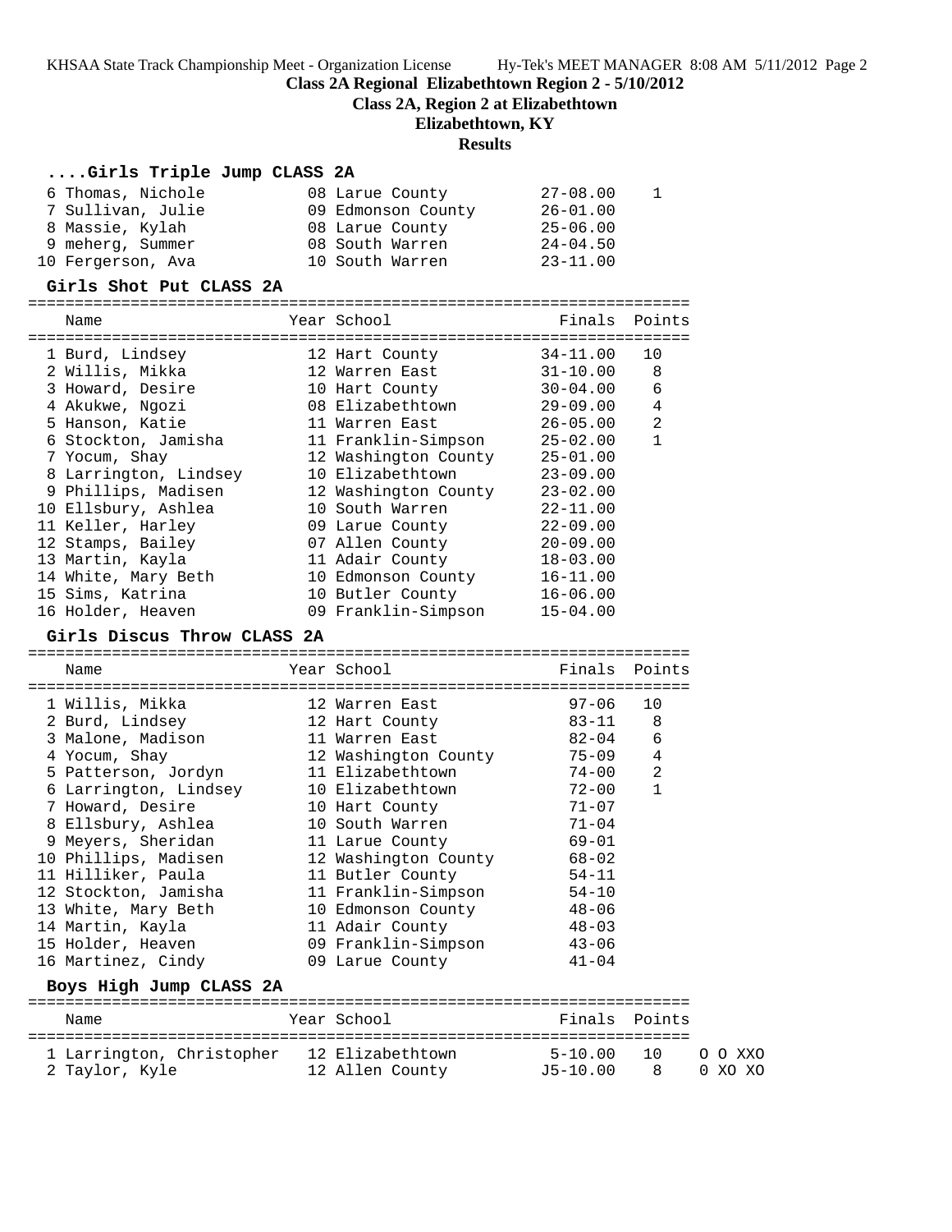**Class 2A Regional Elizabethtown Region 2 - 5/10/2012**

**Class 2A, Region 2 at Elizabethtown**

**Elizabethtown, KY**

**Results**

### ....Girls Triple Jump CLASS 2A

| | Name | Year | School | Finals | Points |
|---|---|---|---|---|---|
| 6 | Thomas, Nichole | 08 | Larue County | 27-08.00 | 1 |
| 7 | Sullivan, Julie | 09 | Edmonson County | 26-01.00 | |
| 8 | Massie, Kylah | 08 | Larue County | 25-06.00 | |
| 9 | meherg, Summer | 08 | South Warren | 24-04.50 | |
| 10 | Fergerson, Ava | 10 | South Warren | 23-11.00 | |

### Girls Shot Put CLASS 2A

| | Name | Year | School | Finals | Points |
|---|---|---|---|---|---|
| 1 | Burd, Lindsey | 12 | Hart County | 34-11.00 | 10 |
| 2 | Willis, Mikka | 12 | Warren East | 31-10.00 | 8 |
| 3 | Howard, Desire | 10 | Hart County | 30-04.00 | 6 |
| 4 | Akukwe, Ngozi | 08 | Elizabethtown | 29-09.00 | 4 |
| 5 | Hanson, Katie | 11 | Warren East | 26-05.00 | 2 |
| 6 | Stockton, Jamisha | 11 | Franklin-Simpson | 25-02.00 | 1 |
| 7 | Yocum, Shay | 12 | Washington County | 25-01.00 | |
| 8 | Larrington, Lindsey | 10 | Elizabethtown | 23-09.00 | |
| 9 | Phillips, Madisen | 12 | Washington County | 23-02.00 | |
| 10 | Ellsbury, Ashlea | 10 | South Warren | 22-11.00 | |
| 11 | Keller, Harley | 09 | Larue County | 22-09.00 | |
| 12 | Stamps, Bailey | 07 | Allen County | 20-09.00 | |
| 13 | Martin, Kayla | 11 | Adair County | 18-03.00 | |
| 14 | White, Mary Beth | 10 | Edmonson County | 16-11.00 | |
| 15 | Sims, Katrina | 10 | Butler County | 16-06.00 | |
| 16 | Holder, Heaven | 09 | Franklin-Simpson | 15-04.00 | |

### Girls Discus Throw CLASS 2A

| | Name | Year | School | Finals | Points |
|---|---|---|---|---|---|
| 1 | Willis, Mikka | 12 | Warren East | 97-06 | 10 |
| 2 | Burd, Lindsey | 12 | Hart County | 83-11 | 8 |
| 3 | Malone, Madison | 11 | Warren East | 82-04 | 6 |
| 4 | Yocum, Shay | 12 | Washington County | 75-09 | 4 |
| 5 | Patterson, Jordyn | 11 | Elizabethtown | 74-00 | 2 |
| 6 | Larrington, Lindsey | 10 | Elizabethtown | 72-00 | 1 |
| 7 | Howard, Desire | 10 | Hart County | 71-07 | |
| 8 | Ellsbury, Ashlea | 10 | South Warren | 71-04 | |
| 9 | Meyers, Sheridan | 11 | Larue County | 69-01 | |
| 10 | Phillips, Madisen | 12 | Washington County | 68-02 | |
| 11 | Hilliker, Paula | 11 | Butler County | 54-11 | |
| 12 | Stockton, Jamisha | 11 | Franklin-Simpson | 54-10 | |
| 13 | White, Mary Beth | 10 | Edmonson County | 48-06 | |
| 14 | Martin, Kayla | 11 | Adair County | 48-03 | |
| 15 | Holder, Heaven | 09 | Franklin-Simpson | 43-06 | |
| 16 | Martinez, Cindy | 09 | Larue County | 41-04 | |

### Boys High Jump CLASS 2A

| | Name | Year | School | Finals | Points | |
|---|---|---|---|---|---|---|
| 1 | Larrington, Christopher | 12 | Elizabethtown | 5-10.00 | 10 | O O XXO |
| 2 | Taylor, Kyle | 12 | Allen County | J5-10.00 | 8 | 0 XO XO |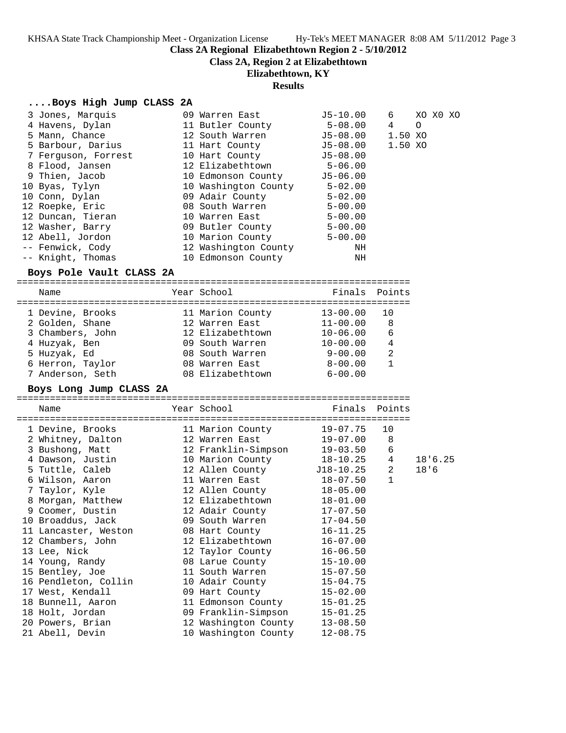# Class 2A Regional Elizabethtown Region 2 - 5/10/2012

## Class 2A, Region 2 at Elizabethtown

### Elizabethtown, KY

### Results

**....Boys High Jump CLASS 2A**

| Place | Name | Year | School | Finals | Points | |
|---|---|---|---|---|---|---|
| 3 | Jones, Marquis | 09 | Warren East | J5-10.00 | 6 | XO X0 XO |
| 4 | Havens, Dylan | 11 | Butler County | 5-08.00 | 4 | O |
| 5 | Mann, Chance | 12 | South Warren | J5-08.00 | 1.50 | XO |
| 5 | Barbour, Darius | 11 | Hart County | J5-08.00 | 1.50 | XO |
| 7 | Ferguson, Forrest | 10 | Hart County | J5-08.00 | | |
| 8 | Flood, Jansen | 12 | Elizabethtown | 5-06.00 | | |
| 9 | Thien, Jacob | 10 | Edmonson County | J5-06.00 | | |
| 10 | Byas, Tylyn | 10 | Washington County | 5-02.00 | | |
| 10 | Conn, Dylan | 09 | Adair County | 5-02.00 | | |
| 12 | Roepke, Eric | 08 | South Warren | 5-00.00 | | |
| 12 | Duncan, Tieran | 10 | Warren East | 5-00.00 | | |
| 12 | Washer, Barry | 09 | Butler County | 5-00.00 | | |
| 12 | Abell, Jordon | 10 | Marion County | 5-00.00 | | |
| -- | Fenwick, Cody | 12 | Washington County | NH | | |
| -- | Knight, Thomas | 10 | Edmonson County | NH | | |

**Boys Pole Vault CLASS 2A**

| Place | Name | Year | School | Finals | Points |
|---|---|---|---|---|---|
| 1 | Devine, Brooks | 11 | Marion County | 13-00.00 | 10 |
| 2 | Golden, Shane | 12 | Warren East | 11-00.00 | 8 |
| 3 | Chambers, John | 12 | Elizabethtown | 10-06.00 | 6 |
| 4 | Huzyak, Ben | 09 | South Warren | 10-00.00 | 4 |
| 5 | Huzyak, Ed | 08 | South Warren | 9-00.00 | 2 |
| 6 | Herron, Taylor | 08 | Warren East | 8-00.00 | 1 |
| 7 | Anderson, Seth | 08 | Elizabethtown | 6-00.00 | |

**Boys Long Jump CLASS 2A**

| Place | Name | Year | School | Finals | Points | |
|---|---|---|---|---|---|---|
| 1 | Devine, Brooks | 11 | Marion County | 19-07.75 | 10 | |
| 2 | Whitney, Dalton | 12 | Warren East | 19-07.00 | 8 | |
| 3 | Bushong, Matt | 12 | Franklin-Simpson | 19-03.50 | 6 | |
| 4 | Dawson, Justin | 10 | Marion County | 18-10.25 | 4 | 18'6.25 |
| 5 | Tuttle, Caleb | 12 | Allen County | J18-10.25 | 2 | 18'6 |
| 6 | Wilson, Aaron | 11 | Warren East | 18-07.50 | 1 | |
| 7 | Taylor, Kyle | 12 | Allen County | 18-05.00 | | |
| 8 | Morgan, Matthew | 12 | Elizabethtown | 18-01.00 | | |
| 9 | Coomer, Dustin | 12 | Adair County | 17-07.50 | | |
| 10 | Broaddus, Jack | 09 | South Warren | 17-04.50 | | |
| 11 | Lancaster, Weston | 08 | Hart County | 16-11.25 | | |
| 12 | Chambers, John | 12 | Elizabethtown | 16-07.00 | | |
| 13 | Lee, Nick | 12 | Taylor County | 16-06.50 | | |
| 14 | Young, Randy | 08 | Larue County | 15-10.00 | | |
| 15 | Bentley, Joe | 11 | South Warren | 15-07.50 | | |
| 16 | Pendleton, Collin | 10 | Adair County | 15-04.75 | | |
| 17 | West, Kendall | 09 | Hart County | 15-02.00 | | |
| 18 | Bunnell, Aaron | 11 | Edmonson County | 15-01.25 | | |
| 18 | Holt, Jordan | 09 | Franklin-Simpson | 15-01.25 | | |
| 20 | Powers, Brian | 12 | Washington County | 13-08.50 | | |
| 21 | Abell, Devin | 10 | Washington County | 12-08.75 | | |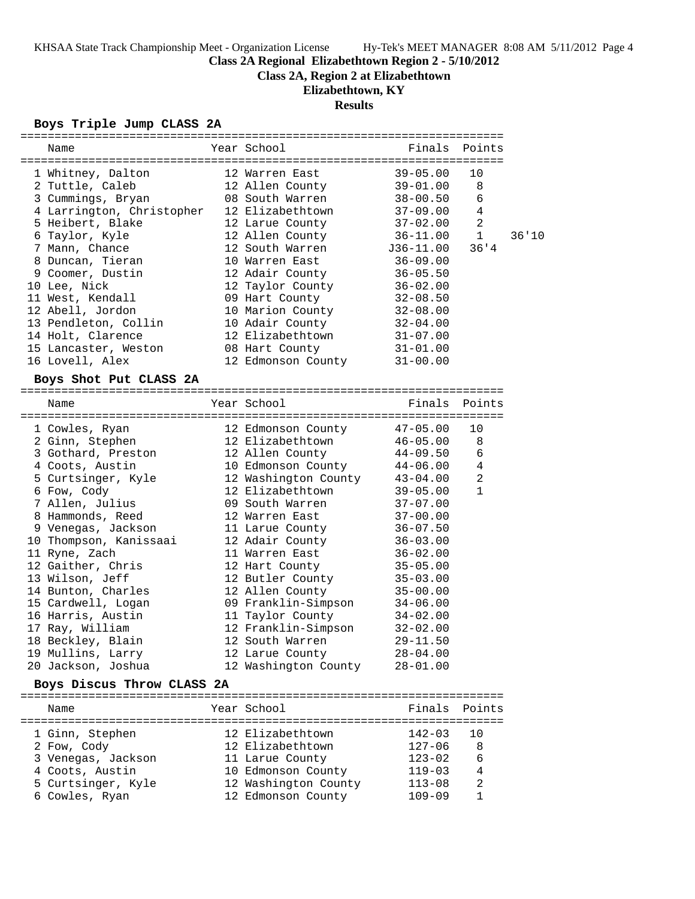**Class 2A Regional Elizabethtown Region 2 - 5/10/2012**

**Class 2A, Region 2 at Elizabethtown**

**Elizabethtown, KY**

**Results**

### Boys Triple Jump CLASS 2A

| | Name | Year | School | Finals | Points | |
|---|---|---|---|---|---|---|
| 1 | Whitney, Dalton | 12 | Warren East | 39-05.00 | 10 | |
| 2 | Tuttle, Caleb | 12 | Allen County | 39-01.00 | 8 | |
| 3 | Cummings, Bryan | 08 | South Warren | 38-00.50 | 6 | |
| 4 | Larrington, Christopher | 12 | Elizabethtown | 37-09.00 | 4 | |
| 5 | Heibert, Blake | 12 | Larue County | 37-02.00 | 2 | |
| 6 | Taylor, Kyle | 12 | Allen County | 36-11.00 | 1 | 36'10 |
| 7 | Mann, Chance | 12 | South Warren | J36-11.00 | 36'4 | |
| 8 | Duncan, Tieran | 10 | Warren East | 36-09.00 | | |
| 9 | Coomer, Dustin | 12 | Adair County | 36-05.50 | | |
| 10 | Lee, Nick | 12 | Taylor County | 36-02.00 | | |
| 11 | West, Kendall | 09 | Hart County | 32-08.50 | | |
| 12 | Abell, Jordon | 10 | Marion County | 32-08.00 | | |
| 13 | Pendleton, Collin | 10 | Adair County | 32-04.00 | | |
| 14 | Holt, Clarence | 12 | Elizabethtown | 31-07.00 | | |
| 15 | Lancaster, Weston | 08 | Hart County | 31-01.00 | | |
| 16 | Lovell, Alex | 12 | Edmonson County | 31-00.00 | | |

### Boys Shot Put CLASS 2A

| | Name | Year | School | Finals | Points |
|---|---|---|---|---|---|
| 1 | Cowles, Ryan | 12 | Edmonson County | 47-05.00 | 10 |
| 2 | Ginn, Stephen | 12 | Elizabethtown | 46-05.00 | 8 |
| 3 | Gothard, Preston | 12 | Allen County | 44-09.50 | 6 |
| 4 | Coots, Austin | 10 | Edmonson County | 44-06.00 | 4 |
| 5 | Curtsinger, Kyle | 12 | Washington County | 43-04.00 | 2 |
| 6 | Fow, Cody | 12 | Elizabethtown | 39-05.00 | 1 |
| 7 | Allen, Julius | 09 | South Warren | 37-07.00 | |
| 8 | Hammonds, Reed | 12 | Warren East | 37-00.00 | |
| 9 | Venegas, Jackson | 11 | Larue County | 36-07.50 | |
| 10 | Thompson, Kanissaai | 12 | Adair County | 36-03.00 | |
| 11 | Ryne, Zach | 11 | Warren East | 36-02.00 | |
| 12 | Gaither, Chris | 12 | Hart County | 35-05.00 | |
| 13 | Wilson, Jeff | 12 | Butler County | 35-03.00 | |
| 14 | Bunton, Charles | 12 | Allen County | 35-00.00 | |
| 15 | Cardwell, Logan | 09 | Franklin-Simpson | 34-06.00 | |
| 16 | Harris, Austin | 11 | Taylor County | 34-02.00 | |
| 17 | Ray, William | 12 | Franklin-Simpson | 32-02.00 | |
| 18 | Beckley, Blain | 12 | South Warren | 29-11.50 | |
| 19 | Mullins, Larry | 12 | Larue County | 28-04.00 | |
| 20 | Jackson, Joshua | 12 | Washington County | 28-01.00 | |

### Boys Discus Throw CLASS 2A

| | Name | Year | School | Finals | Points |
|---|---|---|---|---|---|
| 1 | Ginn, Stephen | 12 | Elizabethtown | 142-03 | 10 |
| 2 | Fow, Cody | 12 | Elizabethtown | 127-06 | 8 |
| 3 | Venegas, Jackson | 11 | Larue County | 123-02 | 6 |
| 4 | Coots, Austin | 10 | Edmonson County | 119-03 | 4 |
| 5 | Curtsinger, Kyle | 12 | Washington County | 113-08 | 2 |
| 6 | Cowles, Ryan | 12 | Edmonson County | 109-09 | 1 |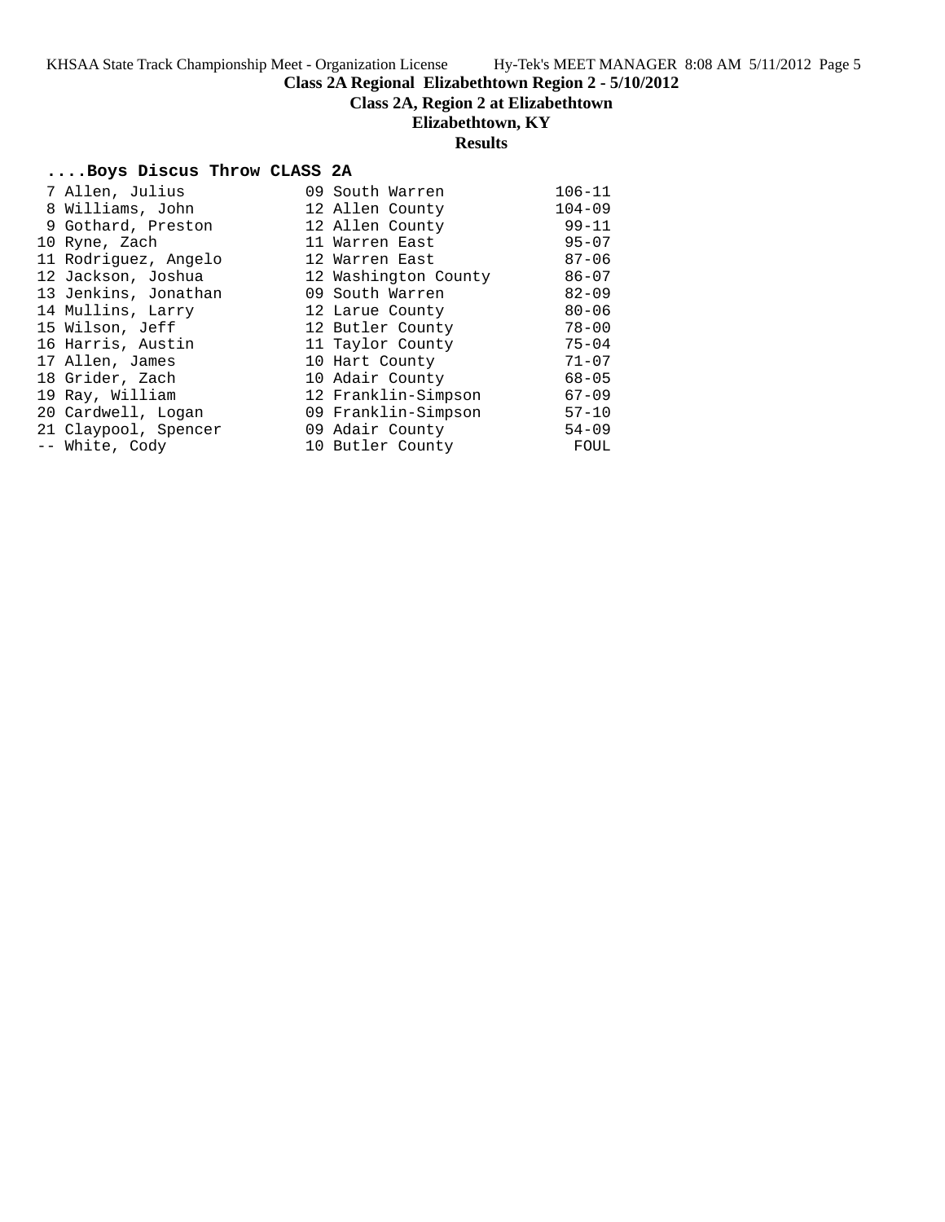## Class 2A Regional Elizabethtown Region 2 - 5/10/2012

### Class 2A, Region 2 at Elizabethtown

### Elizabethtown, KY

### Results

**....Boys Discus Throw CLASS 2A**

| | | | | |
|---|---|---|---|---|
| 7 | Allen, Julius | 09 | South Warren | 106-11 |
| 8 | Williams, John | 12 | Allen County | 104-09 |
| 9 | Gothard, Preston | 12 | Allen County | 99-11 |
| 10 | Ryne, Zach | 11 | Warren East | 95-07 |
| 11 | Rodriguez, Angelo | 12 | Warren East | 87-06 |
| 12 | Jackson, Joshua | 12 | Washington County | 86-07 |
| 13 | Jenkins, Jonathan | 09 | South Warren | 82-09 |
| 14 | Mullins, Larry | 12 | Larue County | 80-06 |
| 15 | Wilson, Jeff | 12 | Butler County | 78-00 |
| 16 | Harris, Austin | 11 | Taylor County | 75-04 |
| 17 | Allen, James | 10 | Hart County | 71-07 |
| 18 | Grider, Zach | 10 | Adair County | 68-05 |
| 19 | Ray, William | 12 | Franklin-Simpson | 67-09 |
| 20 | Cardwell, Logan | 09 | Franklin-Simpson | 57-10 |
| 21 | Claypool, Spencer | 09 | Adair County | 54-09 |
| -- | White, Cody | 10 | Butler County | FOUL |